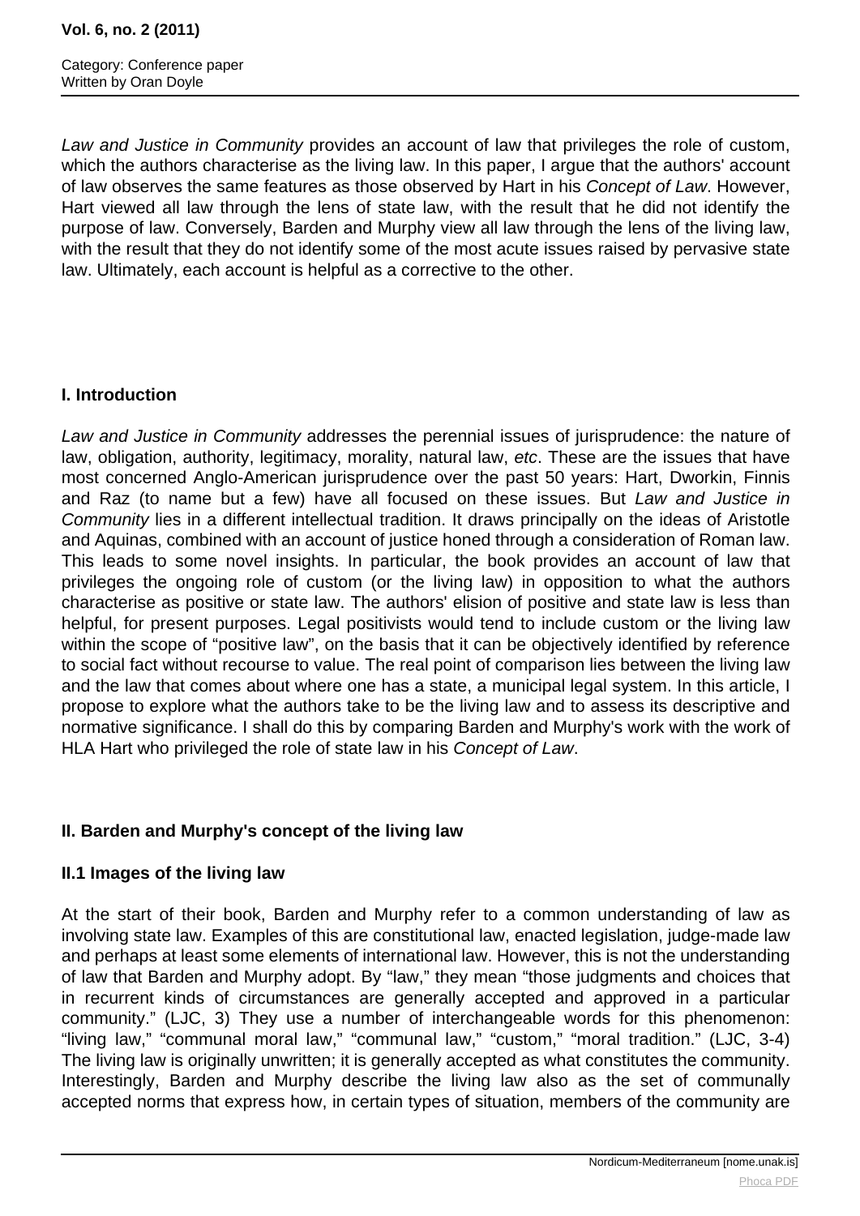*Law and Justice in Community* provides an account of law that privileges the role of custom, which the authors characterise as the living law. In this paper, I argue that the authors' account of law observes the same features as those observed by Hart in his *Concept of Law*. However, Hart viewed all law through the lens of state law, with the result that he did not identify the purpose of law. Conversely, Barden and Murphy view all law through the lens of the living law, with the result that they do not identify some of the most acute issues raised by pervasive state law. Ultimately, each account is helpful as a corrective to the other.

## I. Introduction

*Law and Justice in Community* addresses the perennial issues of jurisprudence: the nature of law, obligation, authority, legitimacy, morality, natural law, *etc*. These are the issues that have most concerned Anglo-American jurisprudence over the past 50 years: Hart, Dworkin, Finnis and Raz (to name but a few) have all focused on these issues. But *Law and Justice in Community* lies in a different intellectual tradition. It draws principally on the ideas of Aristotle and Aquinas, combined with an account of justice honed through a consideration of Roman law. This leads to some novel insights. In particular, the book provides an account of law that privileges the ongoing role of custom (or the living law) in opposition to what the authors characterise as positive or state law. The authors' elision of positive and state law is less than helpful, for present purposes. Legal positivists would tend to include custom or the living law within the scope of "positive law", on the basis that it can be objectively identified by reference to social fact without recourse to value. The real point of comparison lies between the living law and the law that comes about where one has a state, a municipal legal system. In this article, I propose to explore what the authors take to be the living law and to assess its descriptive and normative significance. I shall do this by comparing Barden and Murphy's work with the work of HLA Hart who privileged the role of state law in his *Concept of Law*.

## II. Barden and Murphy's concept of the living law

### II.1 Images of the living law

At the start of their book, Barden and Murphy refer to a common understanding of law as involving state law. Examples of this are constitutional law, enacted legislation, judge-made law and perhaps at least some elements of international law. However, this is not the understanding of law that Barden and Murphy adopt. By "law," they mean "those judgments and choices that in recurrent kinds of circumstances are generally accepted and approved in a particular community." (LJC, 3) They use a number of interchangeable words for this phenomenon: "living law," "communal moral law," "communal law," "custom," "moral tradition." (LJC, 3-4) The living law is originally unwritten; it is generally accepted as what constitutes the community. Interestingly, Barden and Murphy describe the living law also as the set of communally accepted norms that express how, in certain types of situation, members of the community are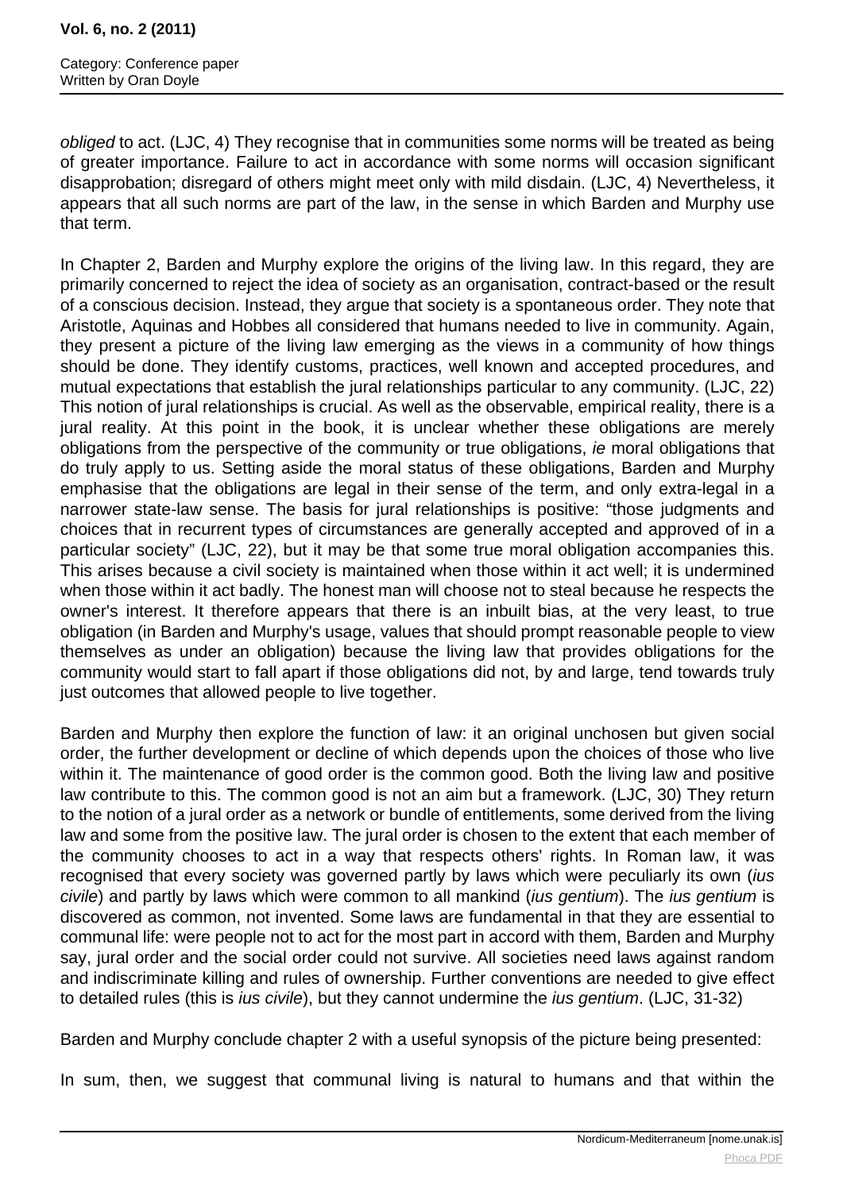*obliged* to act. (LJC, 4) They recognise that in communities some norms will be treated as being of greater importance. Failure to act in accordance with some norms will occasion significant disapprobation; disregard of others might meet only with mild disdain. (LJC, 4) Nevertheless, it appears that all such norms are part of the law, in the sense in which Barden and Murphy use that term.

In Chapter 2, Barden and Murphy explore the origins of the living law. In this regard, they are primarily concerned to reject the idea of society as an organisation, contract-based or the result of a conscious decision. Instead, they argue that society is a spontaneous order. They note that Aristotle, Aquinas and Hobbes all considered that humans needed to live in community. Again, they present a picture of the living law emerging as the views in a community of how things should be done. They identify customs, practices, well known and accepted procedures, and mutual expectations that establish the jural relationships particular to any community. (LJC, 22) This notion of jural relationships is crucial. As well as the observable, empirical reality, there is a jural reality. At this point in the book, it is unclear whether these obligations are merely obligations from the perspective of the community or true obligations, *ie* moral obligations that do truly apply to us. Setting aside the moral status of these obligations, Barden and Murphy emphasise that the obligations are legal in their sense of the term, and only extra-legal in a narrower state-law sense. The basis for jural relationships is positive: "those judgments and choices that in recurrent types of circumstances are generally accepted and approved of in a particular society" (LJC, 22), but it may be that some true moral obligation accompanies this. This arises because a civil society is maintained when those within it act well; it is undermined when those within it act badly. The honest man will choose not to steal because he respects the owner's interest. It therefore appears that there is an inbuilt bias, at the very least, to true obligation (in Barden and Murphy's usage, values that should prompt reasonable people to view themselves as under an obligation) because the living law that provides obligations for the community would start to fall apart if those obligations did not, by and large, tend towards truly just outcomes that allowed people to live together.

Barden and Murphy then explore the function of law: it an original unchosen but given social order, the further development or decline of which depends upon the choices of those who live within it. The maintenance of good order is the common good. Both the living law and positive law contribute to this. The common good is not an aim but a framework. (LJC, 30) They return to the notion of a jural order as a network or bundle of entitlements, some derived from the living law and some from the positive law. The jural order is chosen to the extent that each member of the community chooses to act in a way that respects others' rights. In Roman law, it was recognised that every society was governed partly by laws which were peculiarly its own (*ius civile*) and partly by laws which were common to all mankind (*ius gentium*). The *ius gentium* is discovered as common, not invented. Some laws are fundamental in that they are essential to communal life: were people not to act for the most part in accord with them, Barden and Murphy say, jural order and the social order could not survive. All societies need laws against random and indiscriminate killing and rules of ownership. Further conventions are needed to give effect to detailed rules (this is *ius civile*), but they cannot undermine the *ius gentium*. (LJC, 31-32)

Barden and Murphy conclude chapter 2 with a useful synopsis of the picture being presented:

In sum, then, we suggest that communal living is natural to humans and that within the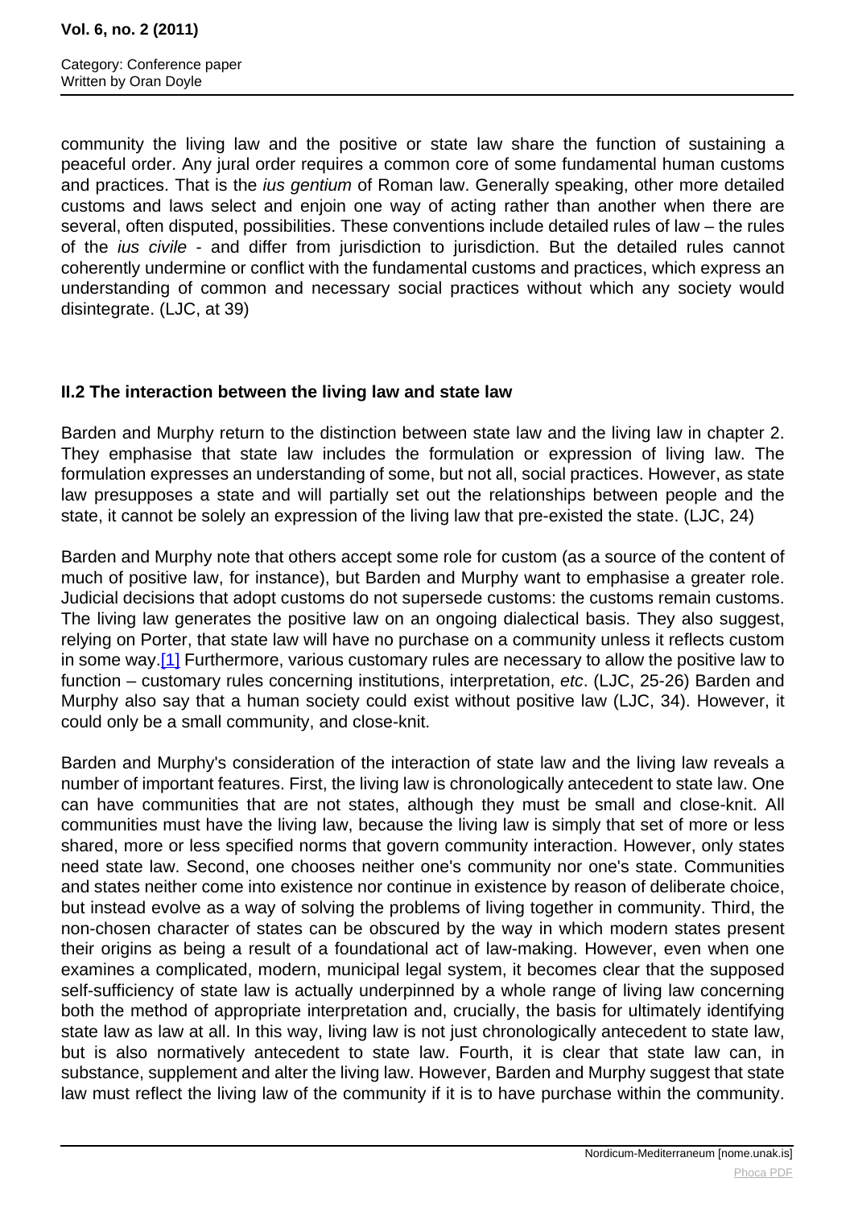community the living law and the positive or state law share the function of sustaining a peaceful order. Any jural order requires a common core of some fundamental human customs and practices. That is the *ius gentium* of Roman law. Generally speaking, other more detailed customs and laws select and enjoin one way of acting rather than another when there are several, often disputed, possibilities. These conventions include detailed rules of law – the rules of the *ius civile* - and differ from jurisdiction to jurisdiction. But the detailed rules cannot coherently undermine or conflict with the fundamental customs and practices, which express an understanding of common and necessary social practices without which any society would disintegrate. (LJC, at 39)

### II.2 The interaction between the living law and state law

Barden and Murphy return to the distinction between state law and the living law in chapter 2. They emphasise that state law includes the formulation or expression of living law. The formulation expresses an understanding of some, but not all, social practices. However, as state law presupposes a state and will partially set out the relationships between people and the state, it cannot be solely an expression of the living law that pre-existed the state. (LJC, 24)

Barden and Murphy note that others accept some role for custom (as a source of the content of much of positive law, for instance), but Barden and Murphy want to emphasise a greater role. Judicial decisions that adopt customs do not supersede customs: the customs remain customs. The living law generates the positive law on an ongoing dialectical basis. They also suggest, relying on Porter, that state law will have no purchase on a community unless it reflects custom in some way.[1] Furthermore, various customary rules are necessary to allow the positive law to function – customary rules concerning institutions, interpretation, *etc*. (LJC, 25-26) Barden and Murphy also say that a human society could exist without positive law (LJC, 34). However, it could only be a small community, and close-knit.

Barden and Murphy's consideration of the interaction of state law and the living law reveals a number of important features. First, the living law is chronologically antecedent to state law. One can have communities that are not states, although they must be small and close-knit. All communities must have the living law, because the living law is simply that set of more or less shared, more or less specified norms that govern community interaction. However, only states need state law. Second, one chooses neither one's community nor one's state. Communities and states neither come into existence nor continue in existence by reason of deliberate choice, but instead evolve as a way of solving the problems of living together in community. Third, the non-chosen character of states can be obscured by the way in which modern states present their origins as being a result of a foundational act of law-making. However, even when one examines a complicated, modern, municipal legal system, it becomes clear that the supposed self-sufficiency of state law is actually underpinned by a whole range of living law concerning both the method of appropriate interpretation and, crucially, the basis for ultimately identifying state law as law at all. In this way, living law is not just chronologically antecedent to state law, but is also normatively antecedent to state law. Fourth, it is clear that state law can, in substance, supplement and alter the living law. However, Barden and Murphy suggest that state law must reflect the living law of the community if it is to have purchase within the community.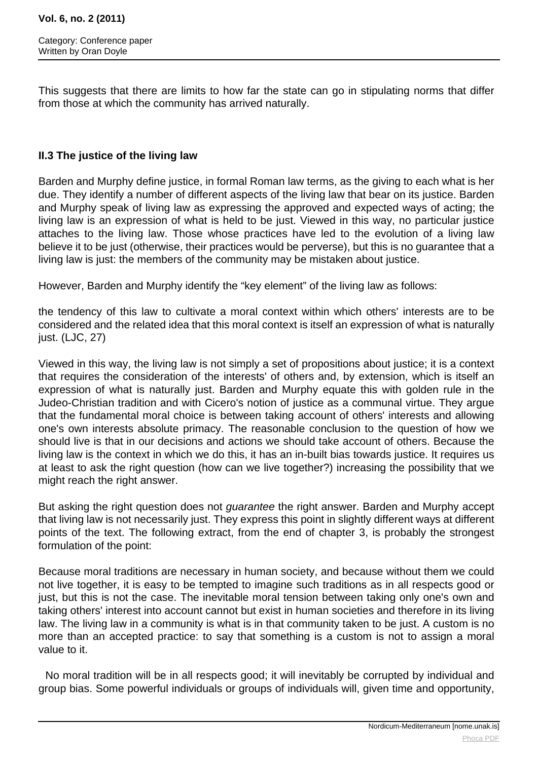This suggests that there are limits to how far the state can go in stipulating norms that differ from those at which the community has arrived naturally.

### II.3 The justice of the living law

Barden and Murphy define justice, in formal Roman law terms, as the giving to each what is her due. They identify a number of different aspects of the living law that bear on its justice. Barden and Murphy speak of living law as expressing the approved and expected ways of acting; the living law is an expression of what is held to be just. Viewed in this way, no particular justice attaches to the living law. Those whose practices have led to the evolution of a living law believe it to be just (otherwise, their practices would be perverse), but this is no guarantee that a living law is just: the members of the community may be mistaken about justice.

However, Barden and Murphy identify the “key element” of the living law as follows:

the tendency of this law to cultivate a moral context within which others' interests are to be considered and the related idea that this moral context is itself an expression of what is naturally just. (LJC, 27)

Viewed in this way, the living law is not simply a set of propositions about justice; it is a context that requires the consideration of the interests' of others and, by extension, which is itself an expression of what is naturally just. Barden and Murphy equate this with golden rule in the Judeo-Christian tradition and with Cicero's notion of justice as a communal virtue. They argue that the fundamental moral choice is between taking account of others' interests and allowing one's own interests absolute primacy. The reasonable conclusion to the question of how we should live is that in our decisions and actions we should take account of others. Because the living law is the context in which we do this, it has an in-built bias towards justice. It requires us at least to ask the right question (how can we live together?) increasing the possibility that we might reach the right answer.

But asking the right question does not *guarantee* the right answer. Barden and Murphy accept that living law is not necessarily just. They express this point in slightly different ways at different points of the text. The following extract, from the end of chapter 3, is probably the strongest formulation of the point:

Because moral traditions are necessary in human society, and because without them we could not live together, it is easy to be tempted to imagine such traditions as in all respects good or just, but this is not the case. The inevitable moral tension between taking only one's own and taking others' interest into account cannot but exist in human societies and therefore in its living law. The living law in a community is what is in that community taken to be just. A custom is no more than an accepted practice: to say that something is a custom is not to assign a moral value to it.

No moral tradition will be in all respects good; it will inevitably be corrupted by individual and group bias. Some powerful individuals or groups of individuals will, given time and opportunity,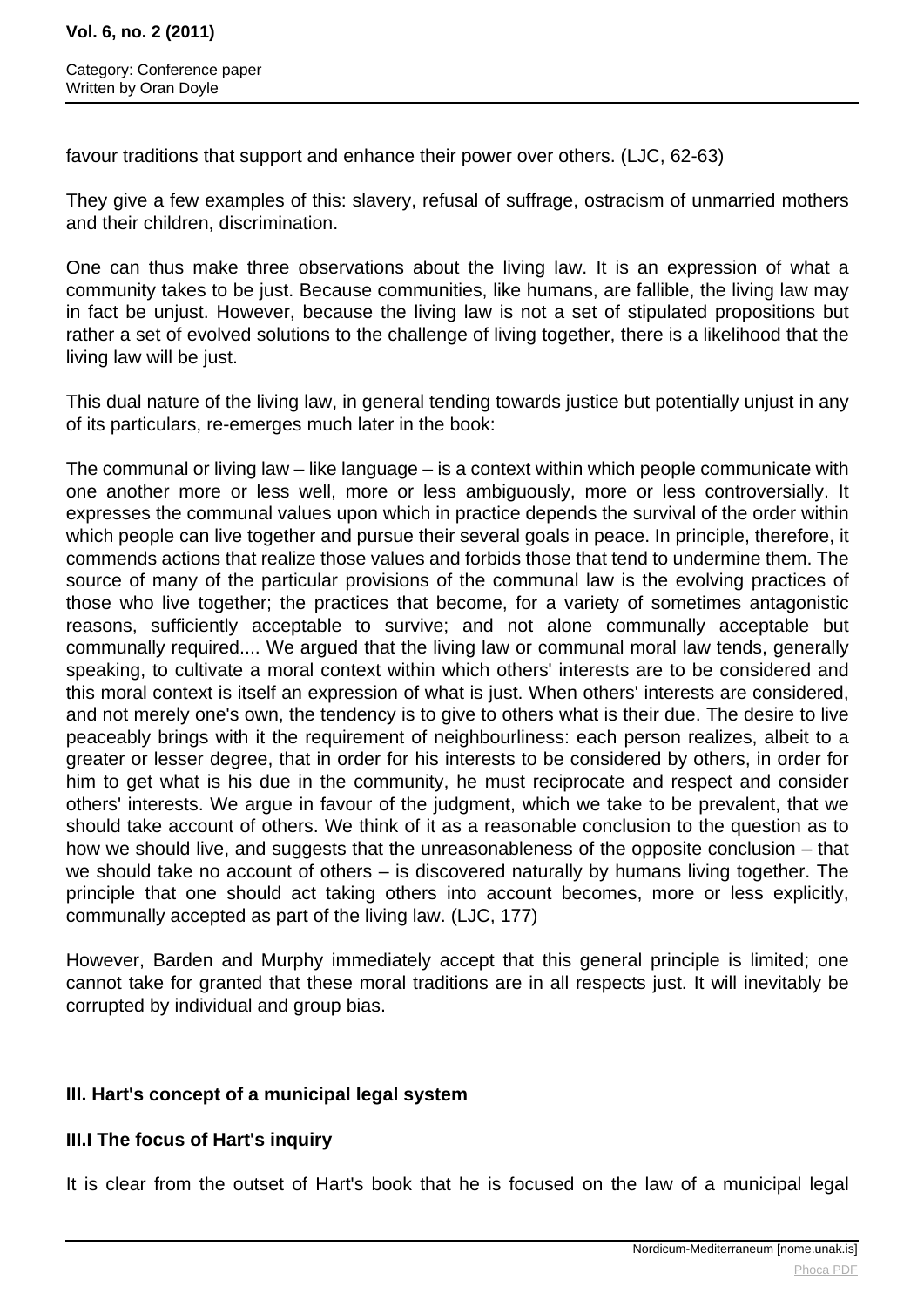favour traditions that support and enhance their power over others. (LJC, 62-63)

They give a few examples of this: slavery, refusal of suffrage, ostracism of unmarried mothers and their children, discrimination.

One can thus make three observations about the living law. It is an expression of what a community takes to be just. Because communities, like humans, are fallible, the living law may in fact be unjust. However, because the living law is not a set of stipulated propositions but rather a set of evolved solutions to the challenge of living together, there is a likelihood that the living law will be just.

This dual nature of the living law, in general tending towards justice but potentially unjust in any of its particulars, re-emerges much later in the book:

The communal or living law – like language – is a context within which people communicate with one another more or less well, more or less ambiguously, more or less controversially. It expresses the communal values upon which in practice depends the survival of the order within which people can live together and pursue their several goals in peace. In principle, therefore, it commends actions that realize those values and forbids those that tend to undermine them. The source of many of the particular provisions of the communal law is the evolving practices of those who live together; the practices that become, for a variety of sometimes antagonistic reasons, sufficiently acceptable to survive; and not alone communally acceptable but communally required.... We argued that the living law or communal moral law tends, generally speaking, to cultivate a moral context within which others' interests are to be considered and this moral context is itself an expression of what is just. When others' interests are considered, and not merely one's own, the tendency is to give to others what is their due. The desire to live peaceably brings with it the requirement of neighbourliness: each person realizes, albeit to a greater or lesser degree, that in order for his interests to be considered by others, in order for him to get what is his due in the community, he must reciprocate and respect and consider others' interests. We argue in favour of the judgment, which we take to be prevalent, that we should take account of others. We think of it as a reasonable conclusion to the question as to how we should live, and suggests that the unreasonableness of the opposite conclusion – that we should take no account of others – is discovered naturally by humans living together. The principle that one should act taking others into account becomes, more or less explicitly, communally accepted as part of the living law. (LJC, 177)

However, Barden and Murphy immediately accept that this general principle is limited; one cannot take for granted that these moral traditions are in all respects just. It will inevitably be corrupted by individual and group bias.

## III. Hart's concept of a municipal legal system

### III.I The focus of Hart's inquiry

It is clear from the outset of Hart's book that he is focused on the law of a municipal legal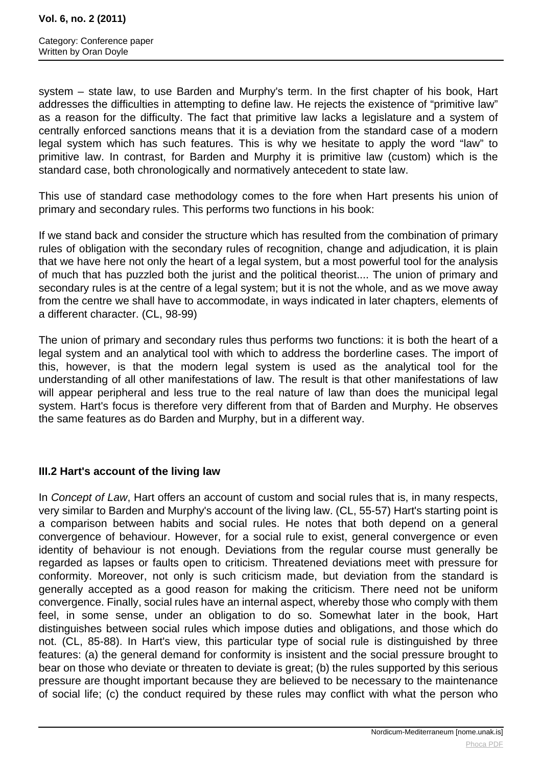system – state law, to use Barden and Murphy's term. In the first chapter of his book, Hart addresses the difficulties in attempting to define law. He rejects the existence of "primitive law" as a reason for the difficulty. The fact that primitive law lacks a legislature and a system of centrally enforced sanctions means that it is a deviation from the standard case of a modern legal system which has such features. This is why we hesitate to apply the word "law" to primitive law. In contrast, for Barden and Murphy it is primitive law (custom) which is the standard case, both chronologically and normatively antecedent to state law.

This use of standard case methodology comes to the fore when Hart presents his union of primary and secondary rules. This performs two functions in his book:

If we stand back and consider the structure which has resulted from the combination of primary rules of obligation with the secondary rules of recognition, change and adjudication, it is plain that we have here not only the heart of a legal system, but a most powerful tool for the analysis of much that has puzzled both the jurist and the political theorist.... The union of primary and secondary rules is at the centre of a legal system; but it is not the whole, and as we move away from the centre we shall have to accommodate, in ways indicated in later chapters, elements of a different character. (CL, 98-99)

The union of primary and secondary rules thus performs two functions: it is both the heart of a legal system and an analytical tool with which to address the borderline cases. The import of this, however, is that the modern legal system is used as the analytical tool for the understanding of all other manifestations of law. The result is that other manifestations of law will appear peripheral and less true to the real nature of law than does the municipal legal system. Hart's focus is therefore very different from that of Barden and Murphy. He observes the same features as do Barden and Murphy, but in a different way.

### III.2 Hart's account of the living law

In *Concept of Law*, Hart offers an account of custom and social rules that is, in many respects, very similar to Barden and Murphy's account of the living law. (CL, 55-57) Hart's starting point is a comparison between habits and social rules. He notes that both depend on a general convergence of behaviour. However, for a social rule to exist, general convergence or even identity of behaviour is not enough. Deviations from the regular course must generally be regarded as lapses or faults open to criticism. Threatened deviations meet with pressure for conformity. Moreover, not only is such criticism made, but deviation from the standard is generally accepted as a good reason for making the criticism. There need not be uniform convergence. Finally, social rules have an internal aspect, whereby those who comply with them feel, in some sense, under an obligation to do so. Somewhat later in the book, Hart distinguishes between social rules which impose duties and obligations, and those which do not. (CL, 85-88). In Hart's view, this particular type of social rule is distinguished by three features: (a) the general demand for conformity is insistent and the social pressure brought to bear on those who deviate or threaten to deviate is great; (b) the rules supported by this serious pressure are thought important because they are believed to be necessary to the maintenance of social life; (c) the conduct required by these rules may conflict with what the person who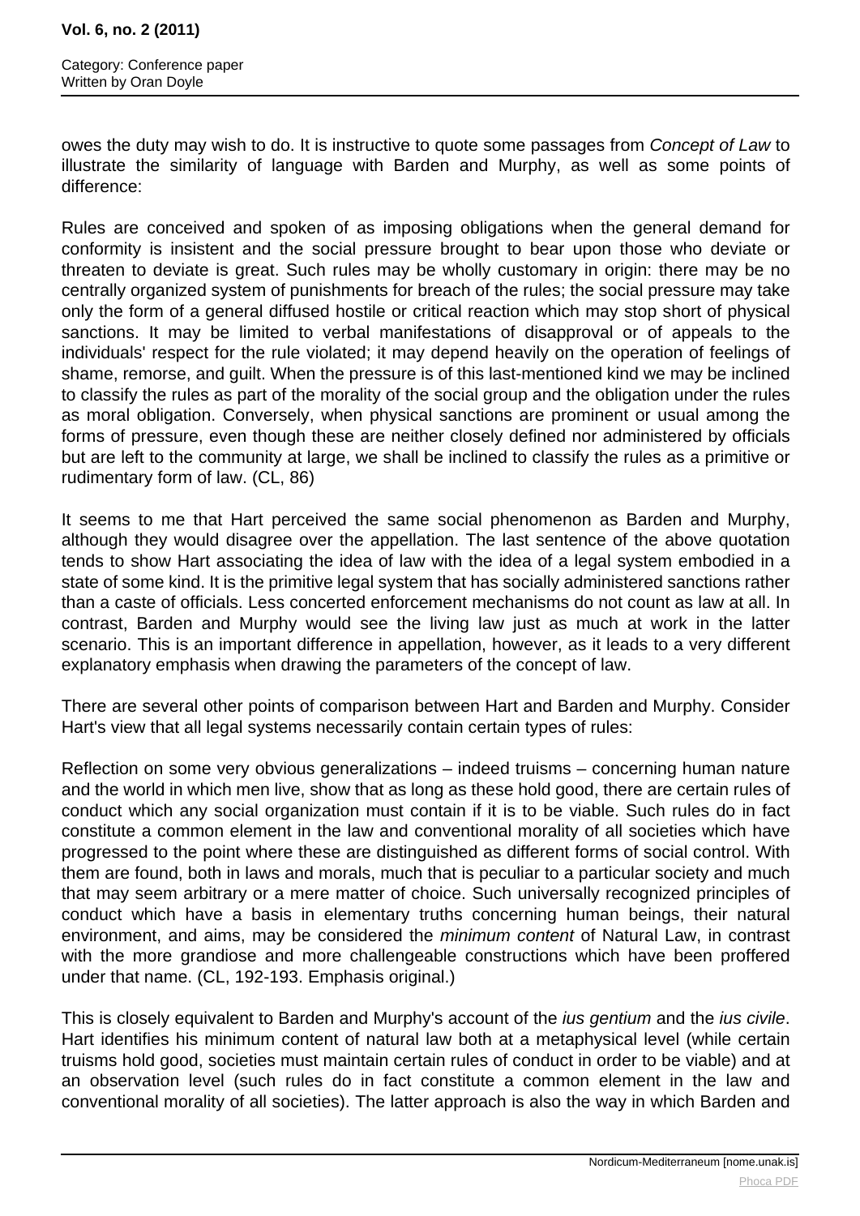owes the duty may wish to do. It is instructive to quote some passages from *Concept of Law* to illustrate the similarity of language with Barden and Murphy, as well as some points of difference:

Rules are conceived and spoken of as imposing obligations when the general demand for conformity is insistent and the social pressure brought to bear upon those who deviate or threaten to deviate is great. Such rules may be wholly customary in origin: there may be no centrally organized system of punishments for breach of the rules; the social pressure may take only the form of a general diffused hostile or critical reaction which may stop short of physical sanctions. It may be limited to verbal manifestations of disapproval or of appeals to the individuals' respect for the rule violated; it may depend heavily on the operation of feelings of shame, remorse, and guilt. When the pressure is of this last-mentioned kind we may be inclined to classify the rules as part of the morality of the social group and the obligation under the rules as moral obligation. Conversely, when physical sanctions are prominent or usual among the forms of pressure, even though these are neither closely defined nor administered by officials but are left to the community at large, we shall be inclined to classify the rules as a primitive or rudimentary form of law. (CL, 86)

It seems to me that Hart perceived the same social phenomenon as Barden and Murphy, although they would disagree over the appellation. The last sentence of the above quotation tends to show Hart associating the idea of law with the idea of a legal system embodied in a state of some kind. It is the primitive legal system that has socially administered sanctions rather than a caste of officials. Less concerted enforcement mechanisms do not count as law at all. In contrast, Barden and Murphy would see the living law just as much at work in the latter scenario. This is an important difference in appellation, however, as it leads to a very different explanatory emphasis when drawing the parameters of the concept of law.

There are several other points of comparison between Hart and Barden and Murphy. Consider Hart's view that all legal systems necessarily contain certain types of rules:

Reflection on some very obvious generalizations – indeed truisms – concerning human nature and the world in which men live, show that as long as these hold good, there are certain rules of conduct which any social organization must contain if it is to be viable. Such rules do in fact constitute a common element in the law and conventional morality of all societies which have progressed to the point where these are distinguished as different forms of social control. With them are found, both in laws and morals, much that is peculiar to a particular society and much that may seem arbitrary or a mere matter of choice. Such universally recognized principles of conduct which have a basis in elementary truths concerning human beings, their natural environment, and aims, may be considered the *minimum content* of Natural Law, in contrast with the more grandiose and more challengeable constructions which have been proffered under that name. (CL, 192-193. Emphasis original.)

This is closely equivalent to Barden and Murphy's account of the *ius gentium* and the *ius civile*. Hart identifies his minimum content of natural law both at a metaphysical level (while certain truisms hold good, societies must maintain certain rules of conduct in order to be viable) and at an observation level (such rules do in fact constitute a common element in the law and conventional morality of all societies). The latter approach is also the way in which Barden and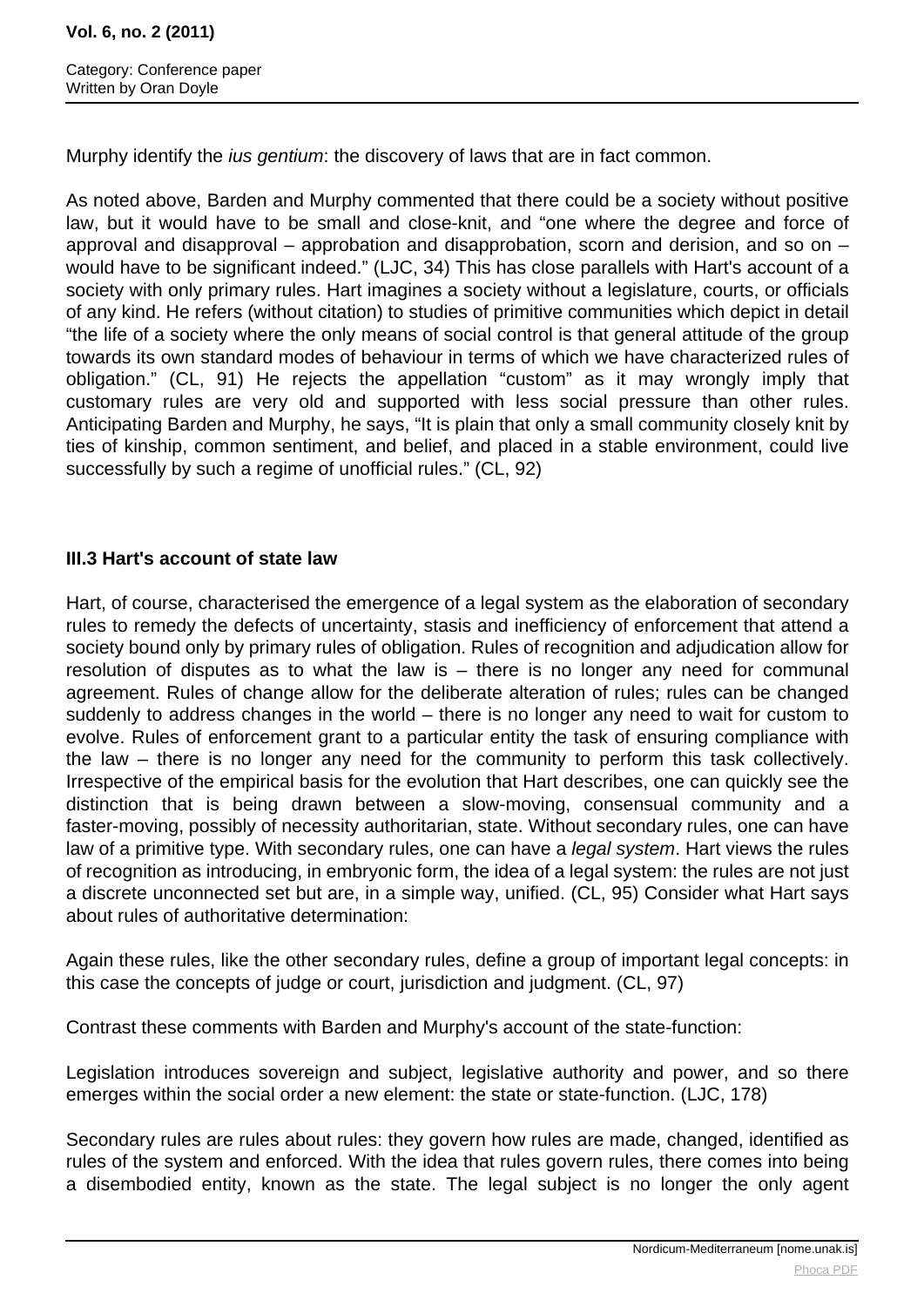Murphy identify the *ius gentium*: the discovery of laws that are in fact common.

As noted above, Barden and Murphy commented that there could be a society without positive law, but it would have to be small and close-knit, and “one where the degree and force of approval and disapproval – approbation and disapprobation, scorn and derision, and so on – would have to be significant indeed.” (LJC, 34) This has close parallels with Hart's account of a society with only primary rules. Hart imagines a society without a legislature, courts, or officials of any kind. He refers (without citation) to studies of primitive communities which depict in detail “the life of a society where the only means of social control is that general attitude of the group towards its own standard modes of behaviour in terms of which we have characterized rules of obligation.” (CL, 91) He rejects the appellation “custom” as it may wrongly imply that customary rules are very old and supported with less social pressure than other rules. Anticipating Barden and Murphy, he says, “It is plain that only a small community closely knit by ties of kinship, common sentiment, and belief, and placed in a stable environment, could live successfully by such a regime of unofficial rules.” (CL, 92)

### III.3 Hart's account of state law

Hart, of course, characterised the emergence of a legal system as the elaboration of secondary rules to remedy the defects of uncertainty, stasis and inefficiency of enforcement that attend a society bound only by primary rules of obligation. Rules of recognition and adjudication allow for resolution of disputes as to what the law is – there is no longer any need for communal agreement. Rules of change allow for the deliberate alteration of rules; rules can be changed suddenly to address changes in the world – there is no longer any need to wait for custom to evolve. Rules of enforcement grant to a particular entity the task of ensuring compliance with the law – there is no longer any need for the community to perform this task collectively. Irrespective of the empirical basis for the evolution that Hart describes, one can quickly see the distinction that is being drawn between a slow-moving, consensual community and a faster-moving, possibly of necessity authoritarian, state. Without secondary rules, one can have law of a primitive type. With secondary rules, one can have a *legal system*. Hart views the rules of recognition as introducing, in embryonic form, the idea of a legal system: the rules are not just a discrete unconnected set but are, in a simple way, unified. (CL, 95) Consider what Hart says about rules of authoritative determination:

Again these rules, like the other secondary rules, define a group of important legal concepts: in this case the concepts of judge or court, jurisdiction and judgment. (CL, 97)

Contrast these comments with Barden and Murphy's account of the state-function:

Legislation introduces sovereign and subject, legislative authority and power, and so there emerges within the social order a new element: the state or state-function. (LJC, 178)

Secondary rules are rules about rules: they govern how rules are made, changed, identified as rules of the system and enforced. With the idea that rules govern rules, there comes into being a disembodied entity, known as the state. The legal subject is no longer the only agent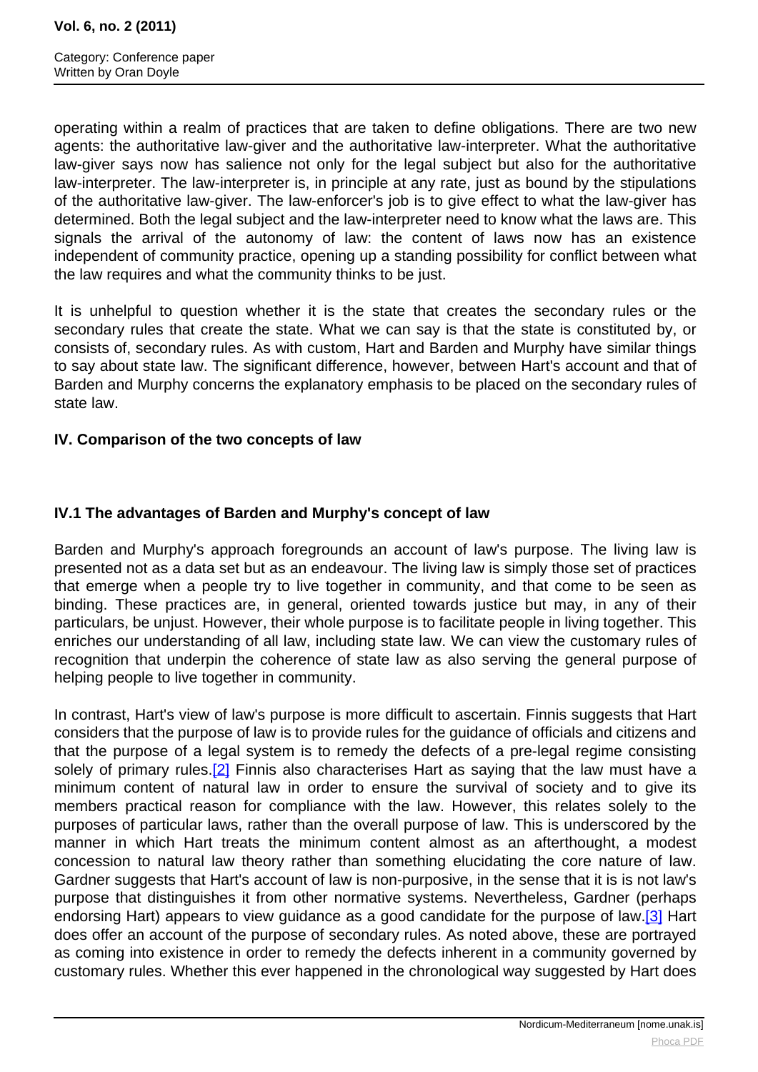operating within a realm of practices that are taken to define obligations. There are two new agents: the authoritative law-giver and the authoritative law-interpreter. What the authoritative law-giver says now has salience not only for the legal subject but also for the authoritative law-interpreter. The law-interpreter is, in principle at any rate, just as bound by the stipulations of the authoritative law-giver. The law-enforcer's job is to give effect to what the law-giver has determined. Both the legal subject and the law-interpreter need to know what the laws are. This signals the arrival of the autonomy of law: the content of laws now has an existence independent of community practice, opening up a standing possibility for conflict between what the law requires and what the community thinks to be just.

It is unhelpful to question whether it is the state that creates the secondary rules or the secondary rules that create the state. What we can say is that the state is constituted by, or consists of, secondary rules. As with custom, Hart and Barden and Murphy have similar things to say about state law. The significant difference, however, between Hart's account and that of Barden and Murphy concerns the explanatory emphasis to be placed on the secondary rules of state law.

## IV. Comparison of the two concepts of law

### IV.1 The advantages of Barden and Murphy's concept of law

Barden and Murphy's approach foregrounds an account of law's purpose. The living law is presented not as a data set but as an endeavour. The living law is simply those set of practices that emerge when a people try to live together in community, and that come to be seen as binding. These practices are, in general, oriented towards justice but may, in any of their particulars, be unjust. However, their whole purpose is to facilitate people in living together. This enriches our understanding of all law, including state law. We can view the customary rules of recognition that underpin the coherence of state law as also serving the general purpose of helping people to live together in community.

In contrast, Hart's view of law's purpose is more difficult to ascertain. Finnis suggests that Hart considers that the purpose of law is to provide rules for the guidance of officials and citizens and that the purpose of a legal system is to remedy the defects of a pre-legal regime consisting solely of primary rules.[2] Finnis also characterises Hart as saying that the law must have a minimum content of natural law in order to ensure the survival of society and to give its members practical reason for compliance with the law. However, this relates solely to the purposes of particular laws, rather than the overall purpose of law. This is underscored by the manner in which Hart treats the minimum content almost as an afterthought, a modest concession to natural law theory rather than something elucidating the core nature of law. Gardner suggests that Hart's account of law is non-purposive, in the sense that it is is not law's purpose that distinguishes it from other normative systems. Nevertheless, Gardner (perhaps endorsing Hart) appears to view guidance as a good candidate for the purpose of law.[3] Hart does offer an account of the purpose of secondary rules. As noted above, these are portrayed as coming into existence in order to remedy the defects inherent in a community governed by customary rules. Whether this ever happened in the chronological way suggested by Hart does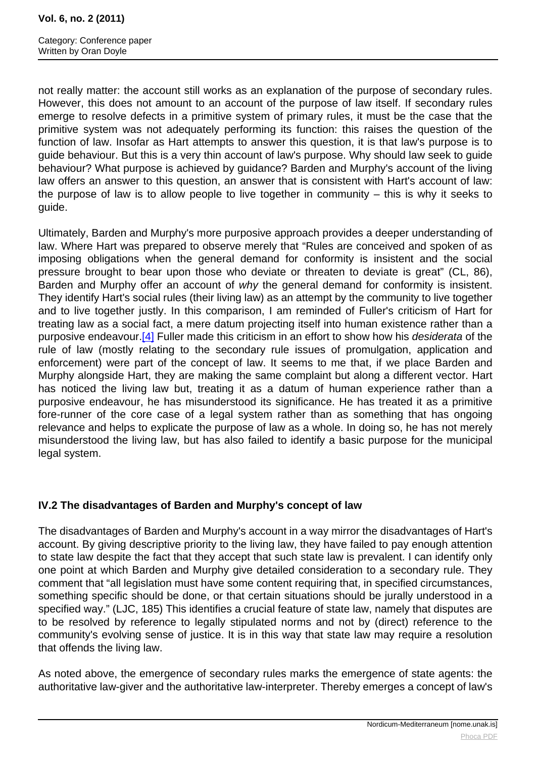not really matter: the account still works as an explanation of the purpose of secondary rules. However, this does not amount to an account of the purpose of law itself. If secondary rules emerge to resolve defects in a primitive system of primary rules, it must be the case that the primitive system was not adequately performing its function: this raises the question of the function of law. Insofar as Hart attempts to answer this question, it is that law's purpose is to guide behaviour. But this is a very thin account of law's purpose. Why should law seek to guide behaviour? What purpose is achieved by guidance? Barden and Murphy's account of the living law offers an answer to this question, an answer that is consistent with Hart's account of law: the purpose of law is to allow people to live together in community – this is why it seeks to guide.

Ultimately, Barden and Murphy's more purposive approach provides a deeper understanding of law. Where Hart was prepared to observe merely that "Rules are conceived and spoken of as imposing obligations when the general demand for conformity is insistent and the social pressure brought to bear upon those who deviate or threaten to deviate is great" (CL, 86), Barden and Murphy offer an account of *why* the general demand for conformity is insistent. They identify Hart's social rules (their living law) as an attempt by the community to live together and to live together justly. In this comparison, I am reminded of Fuller's criticism of Hart for treating law as a social fact, a mere datum projecting itself into human existence rather than a purposive endeavour.[4] Fuller made this criticism in an effort to show how his *desiderata* of the rule of law (mostly relating to the secondary rule issues of promulgation, application and enforcement) were part of the concept of law. It seems to me that, if we place Barden and Murphy alongside Hart, they are making the same complaint but along a different vector. Hart has noticed the living law but, treating it as a datum of human experience rather than a purposive endeavour, he has misunderstood its significance. He has treated it as a primitive fore-runner of the core case of a legal system rather than as something that has ongoing relevance and helps to explicate the purpose of law as a whole. In doing so, he has not merely misunderstood the living law, but has also failed to identify a basic purpose for the municipal legal system.

### IV.2 The disadvantages of Barden and Murphy's concept of law

The disadvantages of Barden and Murphy's account in a way mirror the disadvantages of Hart's account. By giving descriptive priority to the living law, they have failed to pay enough attention to state law despite the fact that they accept that such state law is prevalent. I can identify only one point at which Barden and Murphy give detailed consideration to a secondary rule. They comment that "all legislation must have some content requiring that, in specified circumstances, something specific should be done, or that certain situations should be jurally understood in a specified way." (LJC, 185) This identifies a crucial feature of state law, namely that disputes are to be resolved by reference to legally stipulated norms and not by (direct) reference to the community's evolving sense of justice. It is in this way that state law may require a resolution that offends the living law.

As noted above, the emergence of secondary rules marks the emergence of state agents: the authoritative law-giver and the authoritative law-interpreter. Thereby emerges a concept of law's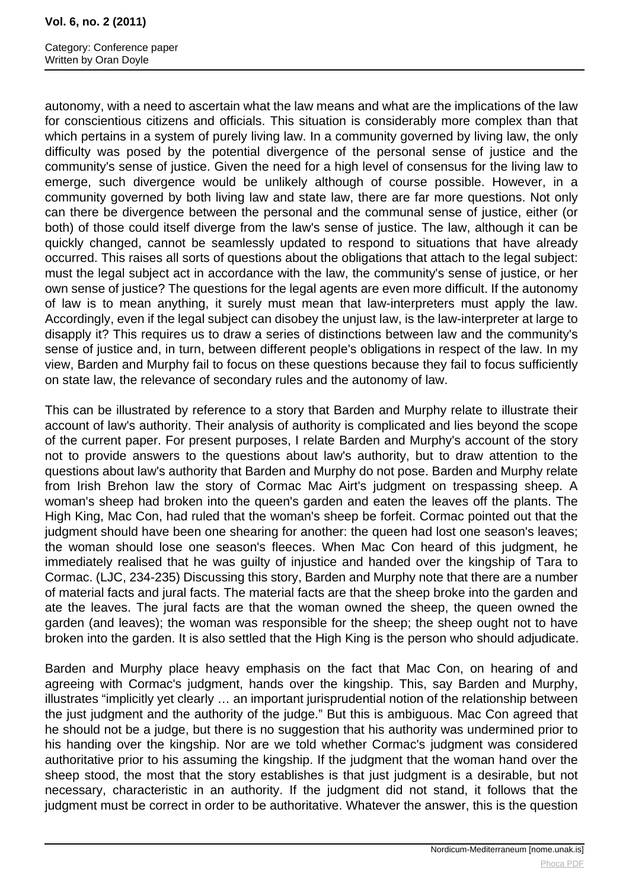autonomy, with a need to ascertain what the law means and what are the implications of the law for conscientious citizens and officials. This situation is considerably more complex than that which pertains in a system of purely living law. In a community governed by living law, the only difficulty was posed by the potential divergence of the personal sense of justice and the community's sense of justice. Given the need for a high level of consensus for the living law to emerge, such divergence would be unlikely although of course possible. However, in a community governed by both living law and state law, there are far more questions. Not only can there be divergence between the personal and the communal sense of justice, either (or both) of those could itself diverge from the law's sense of justice. The law, although it can be quickly changed, cannot be seamlessly updated to respond to situations that have already occurred. This raises all sorts of questions about the obligations that attach to the legal subject: must the legal subject act in accordance with the law, the community's sense of justice, or her own sense of justice? The questions for the legal agents are even more difficult. If the autonomy of law is to mean anything, it surely must mean that law-interpreters must apply the law. Accordingly, even if the legal subject can disobey the unjust law, is the law-interpreter at large to disapply it? This requires us to draw a series of distinctions between law and the community's sense of justice and, in turn, between different people's obligations in respect of the law. In my view, Barden and Murphy fail to focus on these questions because they fail to focus sufficiently on state law, the relevance of secondary rules and the autonomy of law.

This can be illustrated by reference to a story that Barden and Murphy relate to illustrate their account of law's authority. Their analysis of authority is complicated and lies beyond the scope of the current paper. For present purposes, I relate Barden and Murphy's account of the story not to provide answers to the questions about law's authority, but to draw attention to the questions about law's authority that Barden and Murphy do not pose. Barden and Murphy relate from Irish Brehon law the story of Cormac Mac Airt's judgment on trespassing sheep. A woman's sheep had broken into the queen's garden and eaten the leaves off the plants. The High King, Mac Con, had ruled that the woman's sheep be forfeit. Cormac pointed out that the judgment should have been one shearing for another: the queen had lost one season's leaves; the woman should lose one season's fleeces. When Mac Con heard of this judgment, he immediately realised that he was guilty of injustice and handed over the kingship of Tara to Cormac. (LJC, 234-235) Discussing this story, Barden and Murphy note that there are a number of material facts and jural facts. The material facts are that the sheep broke into the garden and ate the leaves. The jural facts are that the woman owned the sheep, the queen owned the garden (and leaves); the woman was responsible for the sheep; the sheep ought not to have broken into the garden. It is also settled that the High King is the person who should adjudicate.

Barden and Murphy place heavy emphasis on the fact that Mac Con, on hearing of and agreeing with Cormac's judgment, hands over the kingship. This, say Barden and Murphy, illustrates "implicitly yet clearly … an important jurisprudential notion of the relationship between the just judgment and the authority of the judge." But this is ambiguous. Mac Con agreed that he should not be a judge, but there is no suggestion that his authority was undermined prior to his handing over the kingship. Nor are we told whether Cormac's judgment was considered authoritative prior to his assuming the kingship. If the judgment that the woman hand over the sheep stood, the most that the story establishes is that just judgment is a desirable, but not necessary, characteristic in an authority. If the judgment did not stand, it follows that the judgment must be correct in order to be authoritative. Whatever the answer, this is the question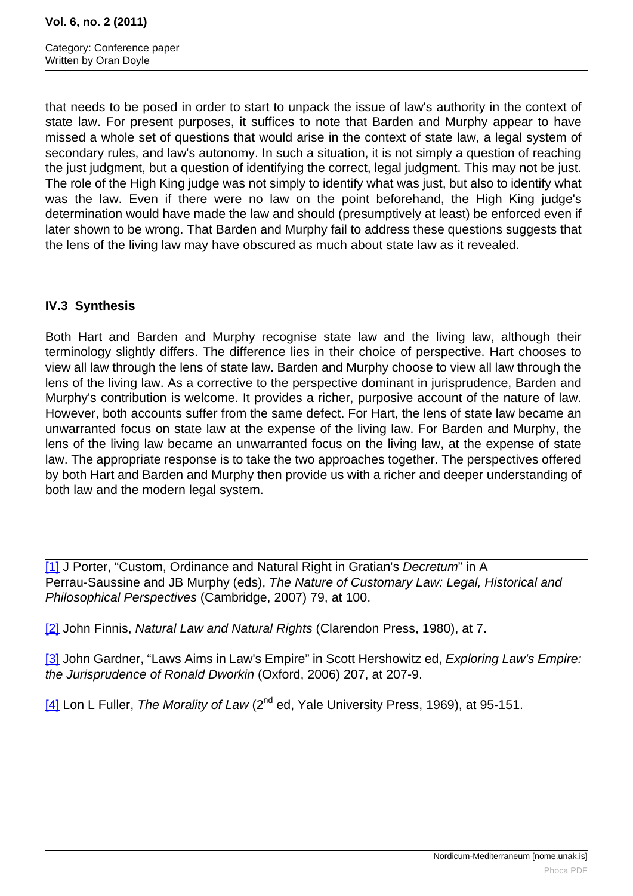that needs to be posed in order to start to unpack the issue of law's authority in the context of state law. For present purposes, it suffices to note that Barden and Murphy appear to have missed a whole set of questions that would arise in the context of state law, a legal system of secondary rules, and law's autonomy. In such a situation, it is not simply a question of reaching the just judgment, but a question of identifying the correct, legal judgment. This may not be just. The role of the High King judge was not simply to identify what was just, but also to identify what was the law. Even if there were no law on the point beforehand, the High King judge's determination would have made the law and should (presumptively at least) be enforced even if later shown to be wrong. That Barden and Murphy fail to address these questions suggests that the lens of the living law may have obscured as much about state law as it revealed.

### IV.3 Synthesis

Both Hart and Barden and Murphy recognise state law and the living law, although their terminology slightly differs. The difference lies in their choice of perspective. Hart chooses to view all law through the lens of state law. Barden and Murphy choose to view all law through the lens of the living law. As a corrective to the perspective dominant in jurisprudence, Barden and Murphy's contribution is welcome. It provides a richer, purposive account of the nature of law. However, both accounts suffer from the same defect. For Hart, the lens of state law became an unwarranted focus on state law at the expense of the living law. For Barden and Murphy, the lens of the living law became an unwarranted focus on the living law, at the expense of state law. The appropriate response is to take the two approaches together. The perspectives offered by both Hart and Barden and Murphy then provide us with a richer and deeper understanding of both law and the modern legal system.

---

[1] J Porter, "Custom, Ordinance and Natural Right in Gratian's *Decretum*" in A Perrau-Saussine and JB Murphy (eds), *The Nature of Customary Law: Legal, Historical and Philosophical Perspectives* (Cambridge, 2007) 79, at 100.

[2] John Finnis, *Natural Law and Natural Rights* (Clarendon Press, 1980), at 7.

[3] John Gardner, "Laws Aims in Law's Empire" in Scott Hershowitz ed, *Exploring Law's Empire: the Jurisprudence of Ronald Dworkin* (Oxford, 2006) 207, at 207-9.

[4] Lon L Fuller, *The Morality of Law* (2nd ed, Yale University Press, 1969), at 95-151.